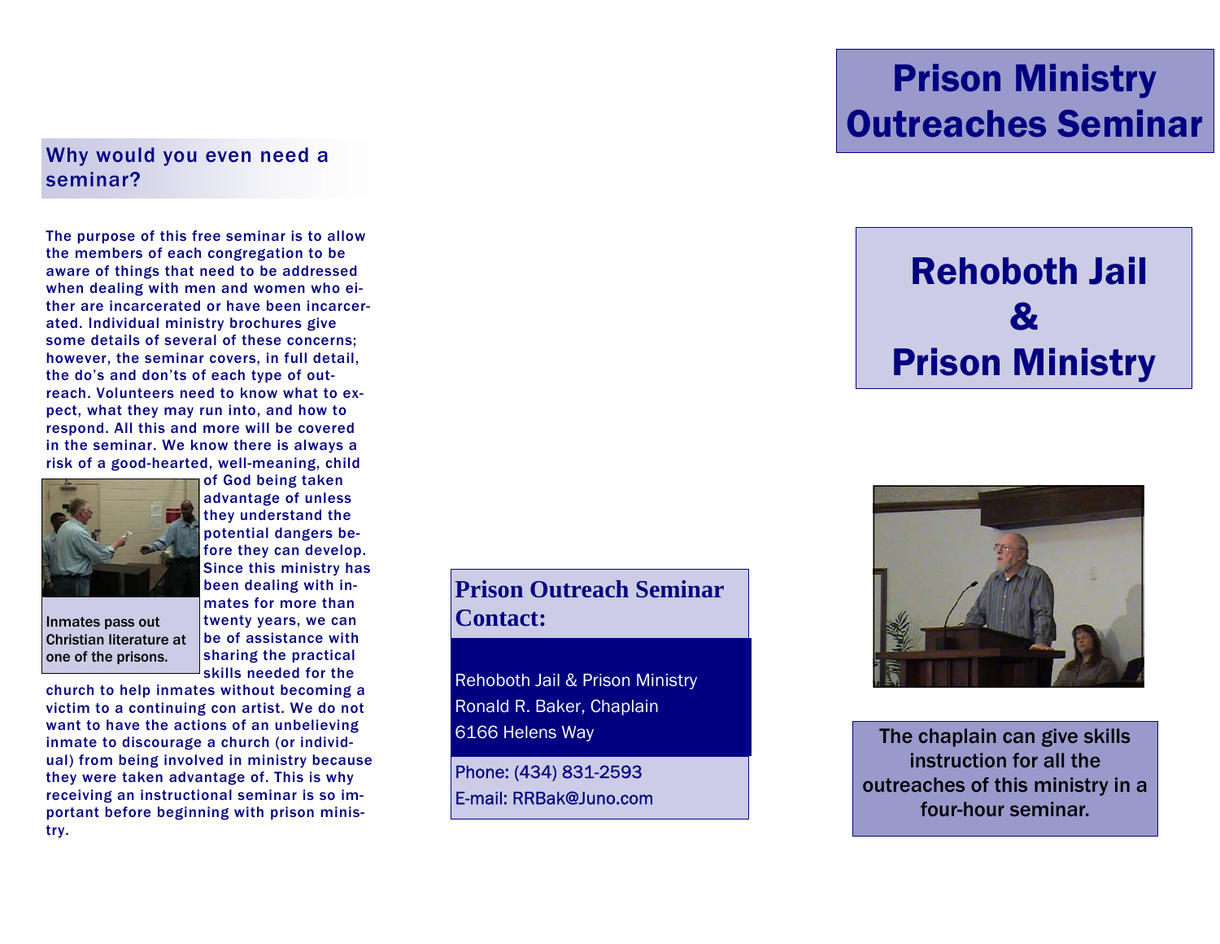## Why would you even need a seminar?

The purpose of this free seminar is to allow the members of each congregation to be aware of things that need to be addressed when dealing with men and women who either are incarcerated or have been incarcerated. Individual ministry brochures give some details of several of these concerns; however, the seminar covers, in full detail, the do's and don'ts of each type of outreach. Volunteers need to know what to expect, what they may run into, and how to respond. All this and more will be covered in the seminar. We know there is always a risk of a good-hearted, well-meaning, child of God being taken advantage of unless they understand the potential dangers before they can develop. Since this ministry has been dealing with inmates for more than twenty years, we can be of assistance with sharing the practical skills needed for the church to help inmates without becoming a victim to a continuing con artist. We do not want to have the actions of an unbelieving inmate to discourage a church (or individual) from being involved in ministry because they were taken advantage of. This is why receiving an instructional seminar is so important before beginning with prison ministry.

Inmates pass out Christian literature at one of the prisons.

## Prison Outreach Seminar Contact:

Rehoboth Jail & Prison Ministry
Ronald R. Baker, Chaplain
6166 Helens Way

Phone: (434) 831-2593
E-mail: RRBak@Juno.com

# Prison Ministry Outreaches Seminar

## Rehoboth Jail & Prison Ministry

The chaplain can give skills instruction for all the outreaches of this ministry in a four-hour seminar.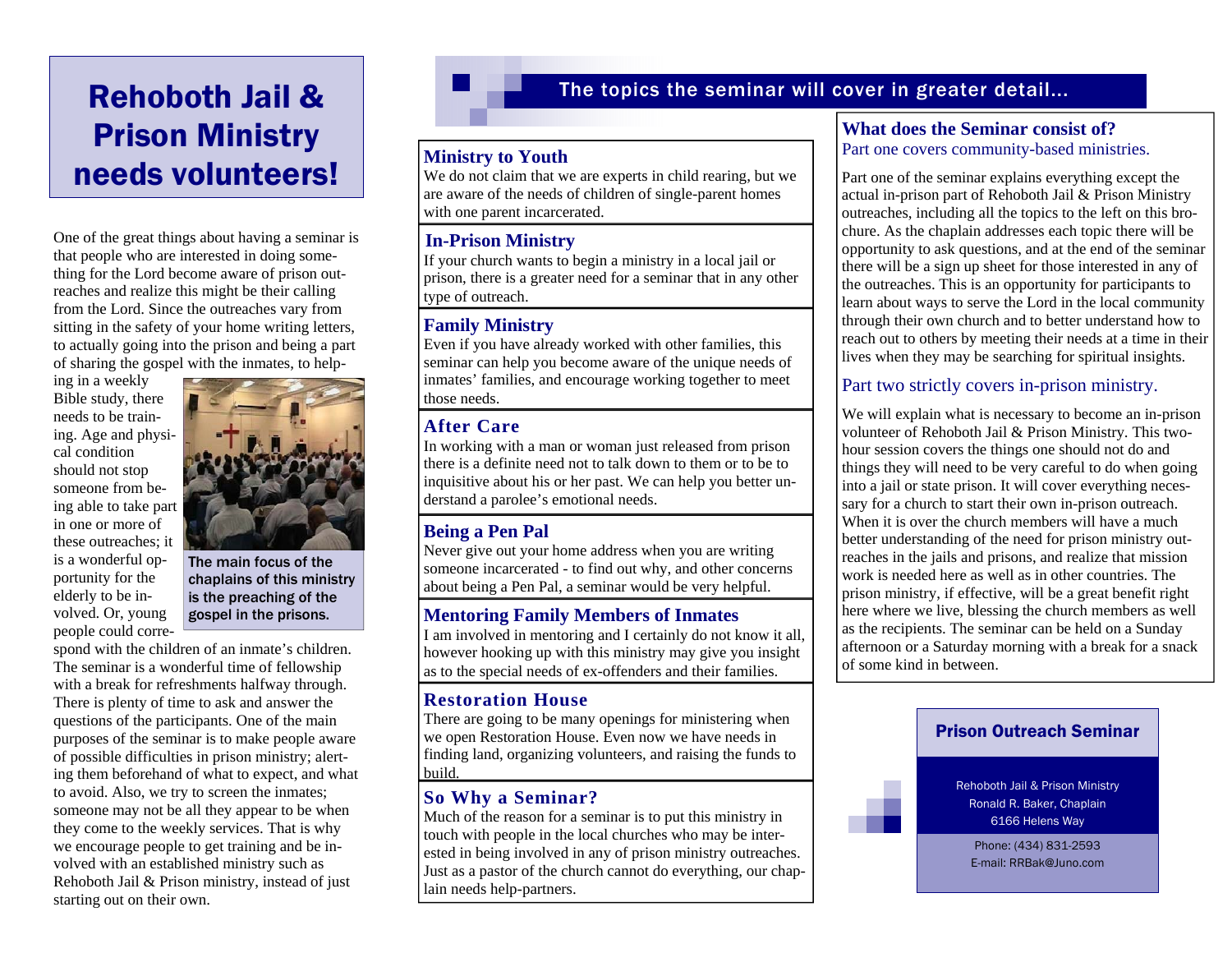# Rehoboth Jail & Prison Ministry needs volunteers!

One of the great things about having a seminar is that people who are interested in doing something for the Lord become aware of prison outreaches and realize this might be their calling from the Lord. Since the outreaches vary from sitting in the safety of your home writing letters, to actually going into the prison and being a part of sharing the gospel with the inmates, to helping in a weekly Bible study, there needs to be training. Age and physical condition should not stop someone from being able to take part in one or more of these outreaches; it is a wonderful opportunity for the elderly to be involved. Or, young people could correspond with the children of an inmate's children. The seminar is a wonderful time of fellowship with a break for refreshments halfway through. There is plenty of time to ask and answer the questions of the participants. One of the main purposes of the seminar is to make people aware of possible difficulties in prison ministry; alerting them beforehand of what to expect, and what to avoid. Also, we try to screen the inmates; someone may not be all they appear to be when they come to the weekly services. That is why we encourage people to get training and be involved with an established ministry such as Rehoboth Jail & Prison ministry, instead of just starting out on their own.

The main focus of the chaplains of this ministry is the preaching of the gospel in the prisons.

## The topics the seminar will cover in greater detail...

### Ministry to Youth

We do not claim that we are experts in child rearing, but we are aware of the needs of children of single-parent homes with one parent incarcerated.

### In-Prison Ministry

If your church wants to begin a ministry in a local jail or prison, there is a greater need for a seminar that in any other type of outreach.

### Family Ministry

Even if you have already worked with other families, this seminar can help you become aware of the unique needs of inmates' families, and encourage working together to meet those needs.

### After Care

In working with a man or woman just released from prison there is a definite need not to talk down to them or to be to inquisitive about his or her past. We can help you better understand a parolee's emotional needs.

### Being a Pen Pal

Never give out your home address when you are writing someone incarcerated - to find out why, and other concerns about being a Pen Pal, a seminar would be very helpful.

### Mentoring Family Members of Inmates

I am involved in mentoring and I certainly do not know it all, however hooking up with this ministry may give you insight as to the special needs of ex-offenders and their families.

### Restoration House

There are going to be many openings for ministering when we open Restoration House. Even now we have needs in finding land, organizing volunteers, and raising the funds to build.

### So Why a Seminar?

Much of the reason for a seminar is to put this ministry in touch with people in the local churches who may be interested in being involved in any of prison ministry outreaches. Just as a pastor of the church cannot do everything, our chaplain needs help-partners.

## What does the Seminar consist of?

### Part one covers community-based ministries.

Part one of the seminar explains everything except the actual in-prison part of Rehoboth Jail & Prison Ministry outreaches, including all the topics to the left on this brochure. As the chaplain addresses each topic there will be opportunity to ask questions, and at the end of the seminar there will be a sign up sheet for those interested in any of the outreaches. This is an opportunity for participants to learn about ways to serve the Lord in the local community through their own church and to better understand how to reach out to others by meeting their needs at a time in their lives when they may be searching for spiritual insights.

### Part two strictly covers in-prison ministry.

We will explain what is necessary to become an in-prison volunteer of Rehoboth Jail & Prison Ministry. This two-hour session covers the things one should not do and things they will need to be very careful to do when going into a jail or state prison. It will cover everything necessary for a church to start their own in-prison outreach. When it is over the church members will have a much better understanding of the need for prison ministry outreaches in the jails and prisons, and realize that mission work is needed here as well as in other countries. The prison ministry, if effective, will be a great benefit right here where we live, blessing the church members as well as the recipients. The seminar can be held on a Sunday afternoon or a Saturday morning with a break for a snack of some kind in between.

## Prison Outreach Seminar

Rehoboth Jail & Prison Ministry
Ronald R. Baker, Chaplain
6166 Helens Way

Phone: (434) 831-2593
E-mail: RRBak@Juno.com